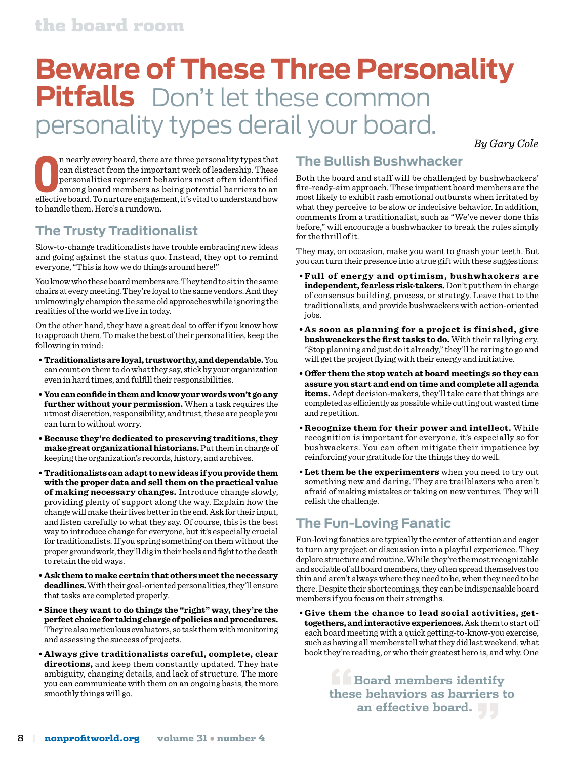# Beware of These Three Personality Pitfalls

## Don't let these common personality types derail your board.

*By Gary Cole*

On nearly every board, there are three personality types that can distract from the important work of leadership. These personalities represent behaviors most often identified among board members as being potential barriers to an effective board. To nurture engagement, it's vital to understand how to handle them. Here's a rundown.

## The Trusty Traditionalist

Slow-to-change traditionalists have trouble embracing new ideas and going against the status quo. Instead, they opt to remind everyone, "This is how we do things around here!"

You know who these board members are. They tend to sit in the same chairs at every meeting. They're loyal to the same vendors. And they unknowingly champion the same old approaches while ignoring the realities of the world we live in today.

On the other hand, they have a great deal to offer if you know how to approach them. To make the best of their personalities, keep the following in mind:

- **Traditionalists are loyal, trustworthy, and dependable.** You can count on them to do what they say, stick by your organization even in hard times, and fulfill their responsibilities.
- **You can confide in them and know your words won't go any further without your permission.** When a task requires the utmost discretion, responsibility, and trust, these are people you can turn to without worry.
- **Because they're dedicated to preserving traditions, they make great organizational historians.** Put them in charge of keeping the organization's records, history, and archives.
- **Traditionalists can adapt to new ideas if you provide them with the proper data and sell them on the practical value of making necessary changes.** Introduce change slowly, providing plenty of support along the way. Explain how the change will make their lives better in the end. Ask for their input, and listen carefully to what they say. Of course, this is the best way to introduce change for everyone, but it's especially crucial for traditionalists. If you spring something on them without the proper groundwork, they'll dig in their heels and fight to the death to retain the old ways.
- **Ask them to make certain that others meet the necessary deadlines.** With their goal-oriented personalities, they'll ensure that tasks are completed properly.
- **Since they want to do things the "right" way, they're the perfect choice for taking charge of policies and procedures.** They're also meticulous evaluators, so task them with monitoring and assessing the success of projects.
- **Always give traditionalists careful, complete, clear directions,** and keep them constantly updated. They hate ambiguity, changing details, and lack of structure. The more you can communicate with them on an ongoing basis, the more smoothly things will go.

## The Bullish Bushwhacker

Both the board and staff will be challenged by bushwhackers' fire-ready-aim approach. These impatient board members are the most likely to exhibit rash emotional outbursts when irritated by what they perceive to be slow or indecisive behavior. In addition, comments from a traditionalist, such as "We've never done this before," will encourage a bushwhacker to break the rules simply for the thrill of it.

They may, on occasion, make you want to gnash your teeth. But you can turn their presence into a true gift with these suggestions:

- **Full of energy and optimism, bushwhackers are independent, fearless risk-takers.** Don't put them in charge of consensus building, process, or strategy. Leave that to the traditionalists, and provide bushwackers with action-oriented jobs.
- **As soon as planning for a project is finished, give bushweackers the first tasks to do.** With their rallying cry, "Stop planning and just do it already," they'll be raring to go and will get the project flying with their energy and initiative.
- **Offer them the stop watch at board meetings so they can assure you start and end on time and complete all agenda items.** Adept decision-makers, they'll take care that things are completed as efficiently as possible while cutting out wasted time and repetition.
- **Recognize them for their power and intellect.** While recognition is important for everyone, it's especially so for bushwackers. You can often mitigate their impatience by reinforcing your gratitude for the things they do well.
- **Let them be the experimenters** when you need to try out something new and daring. They are trailblazers who aren't afraid of making mistakes or taking on new ventures. They will relish the challenge.

## The Fun-Loving Fanatic

Fun-loving fanatics are typically the center of attention and eager to turn any project or discussion into a playful experience. They deplore structure and routine. While they're the most recognizable and sociable of all board members, they often spread themselves too thin and aren't always where they need to be, when they need to be there. Despite their shortcomings, they can be indispensable board members if you focus on their strengths.

- **Give them the chance to lead social activities, get-togethers, and interactive experiences.** Ask them to start off each board meeting with a quick getting-to-know-you exercise, such as having all members tell what they did last weekend, what book they're reading, or who their greatest hero is, and why. One

> "Board members identify these behaviors as barriers to an effective board."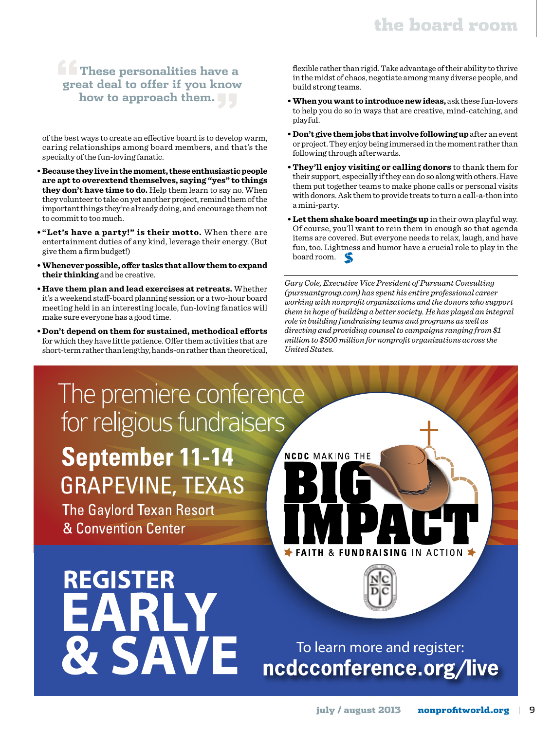> These personalities have a great deal to offer if you know how to approach them.

of the best ways to create an effective board is to develop warm, caring relationships among board members, and that's the specialty of the fun-loving fanatic.

- **Because they live in the moment, these enthusiastic people are apt to overextend themselves, saying "yes" to things they don't have time to do.** Help them learn to say no. When they volunteer to take on yet another project, remind them of the important things they're already doing, and encourage them not to commit to too much.
- **"Let's have a party!" is their motto.** When there are entertainment duties of any kind, leverage their energy. (But give them a firm budget!)
- **Whenever possible, offer tasks that allow them to expand their thinking** and be creative.
- **Have them plan and lead exercises at retreats.** Whether it's a weekend staff-board planning session or a two-hour board meeting held in an interesting locale, fun-loving fanatics will make sure everyone has a good time.
- **Don't depend on them for sustained, methodical efforts** for which they have little patience. Offer them activities that are short-term rather than lengthy, hands-on rather than theoretical, flexible rather than rigid. Take advantage of their ability to thrive in the midst of chaos, negotiate among many diverse people, and build strong teams.
- **When you want to introduce new ideas,** ask these fun-lovers to help you do so in ways that are creative, mind-catching, and playful.
- **Don't give them jobs that involve following up** after an event or project. They enjoy being immersed in the moment rather than following through afterwards.
- **They'll enjoy visiting or calling donors** to thank them for their support, especially if they can do so along with others. Have them put together teams to make phone calls or personal visits with donors. Ask them to provide treats to turn a call-a-thon into a mini-party.
- **Let them shake board meetings up** in their own playful way. Of course, you'll want to rein them in enough so that agenda items are covered. But everyone needs to relax, laugh, and have fun, too. Lightness and humor have a crucial role to play in the board room.

*Gary Cole, Executive Vice President of Pursuant Consulting (pursuantgroup.com) has spent his entire professional career working with nonprofit organizations and the donors who support them in hope of building a better society. He has played an integral role in building fundraising teams and programs as well as directing and providing counsel to campaigns ranging from $1 million to $500 million for nonprofit organizations across the United States.*

---

The premiere conference for religious fundraisers

**September 11-14**

GRAPEVINE, TEXAS

The Gaylord Texan Resort & Convention Center

NCDC MAKING THE BIG IMPACT

FAITH & FUNDRAISING IN ACTION

**REGISTER EARLY & SAVE**

To learn more and register:
**ncdcconference.org/live**